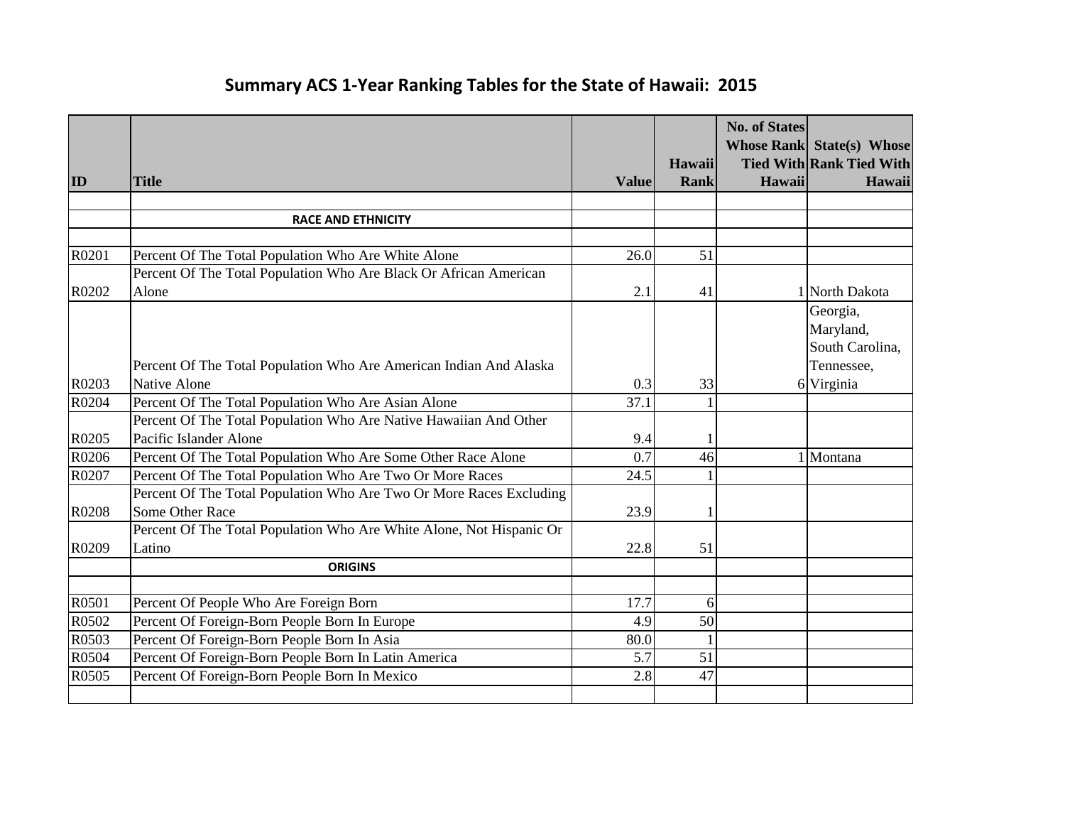# Summary ACS 1-Year Ranking Tables for the State of Hawaii: 2015

| ID | Title | Value | Hawaii Rank | No. of States Whose Rank Tied With Hawaii | State(s) Whose Rank Tied With Hawaii |
|---|---|---|---|---|---|
| | | | | | |
| | **RACE AND ETHNICITY** | | | | |
| | | | | | |
| R0201 | Percent Of The Total Population Who Are White Alone | 26.0 | 51 | | |
| R0202 | Percent Of The Total Population Who Are Black Or African American Alone | 2.1 | 41 | 1 | North Dakota |
| R0203 | Percent Of The Total Population Who Are American Indian And Alaska Native Alone | 0.3 | 33 | 6 | Georgia, Maryland, South Carolina, Tennessee, Virginia |
| R0204 | Percent Of The Total Population Who Are Asian Alone | 37.1 | 1 | | |
| R0205 | Percent Of The Total Population Who Are Native Hawaiian And Other Pacific Islander Alone | 9.4 | 1 | | |
| R0206 | Percent Of The Total Population Who Are Some Other Race Alone | 0.7 | 46 | 1 | Montana |
| R0207 | Percent Of The Total Population Who Are Two Or More Races | 24.5 | 1 | | |
| R0208 | Percent Of The Total Population Who Are Two Or More Races Excluding Some Other Race | 23.9 | 1 | | |
| R0209 | Percent Of The Total Population Who Are White Alone, Not Hispanic Or Latino | 22.8 | 51 | | |
| | **ORIGINS** | | | | |
| | | | | | |
| R0501 | Percent Of People Who Are Foreign Born | 17.7 | 6 | | |
| R0502 | Percent Of Foreign-Born People Born In Europe | 4.9 | 50 | | |
| R0503 | Percent Of Foreign-Born People Born In Asia | 80.0 | 1 | | |
| R0504 | Percent Of Foreign-Born People Born In Latin America | 5.7 | 51 | | |
| R0505 | Percent Of Foreign-Born People Born In Mexico | 2.8 | 47 | | |
| | | | | | |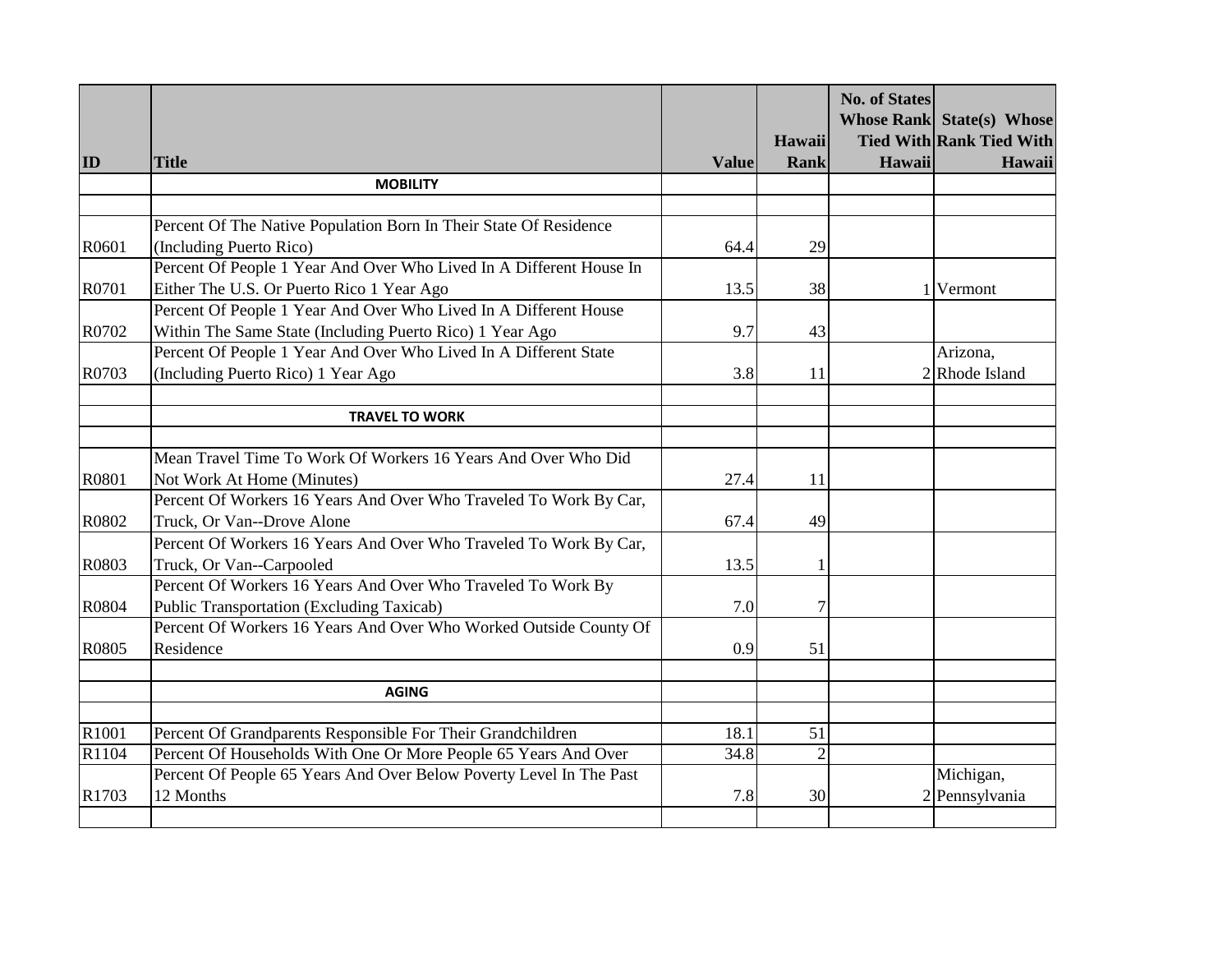| ID | Title | Value | Hawaii Rank | No. of States Whose Rank Tied With Hawaii | State(s) Whose Rank Tied With Hawaii |
|---|---|---|---|---|---|
| | **MOBILITY** | | | | |
| | | | | | |
| R0601 | Percent Of The Native Population Born In Their State Of Residence (Including Puerto Rico) | 64.4 | 29 | | |
| R0701 | Percent Of People 1 Year And Over Who Lived In A Different House In Either The U.S. Or Puerto Rico 1 Year Ago | 13.5 | 38 | 1 | Vermont |
| R0702 | Percent Of People 1 Year And Over Who Lived In A Different House Within The Same State (Including Puerto Rico) 1 Year Ago | 9.7 | 43 | | |
| R0703 | Percent Of People 1 Year And Over Who Lived In A Different State (Including Puerto Rico) 1 Year Ago | 3.8 | 11 | 2 | Arizona, Rhode Island |
| | | | | | |
| | **TRAVEL TO WORK** | | | | |
| | | | | | |
| R0801 | Mean Travel Time To Work Of Workers 16 Years And Over Who Did Not Work At Home (Minutes) | 27.4 | 11 | | |
| R0802 | Percent Of Workers 16 Years And Over Who Traveled To Work By Car, Truck, Or Van--Drove Alone | 67.4 | 49 | | |
| R0803 | Percent Of Workers 16 Years And Over Who Traveled To Work By Car, Truck, Or Van--Carpooled | 13.5 | 1 | | |
| R0804 | Percent Of Workers 16 Years And Over Who Traveled To Work By Public Transportation (Excluding Taxicab) | 7.0 | 7 | | |
| R0805 | Percent Of Workers 16 Years And Over Who Worked Outside County Of Residence | 0.9 | 51 | | |
| | | | | | |
| | **AGING** | | | | |
| | | | | | |
| R1001 | Percent Of Grandparents Responsible For Their Grandchildren | 18.1 | 51 | | |
| R1104 | Percent Of Households With One Or More People 65 Years And Over | 34.8 | 2 | | |
| R1703 | Percent Of People 65 Years And Over Below Poverty Level In The Past 12 Months | 7.8 | 30 | 2 | Michigan, Pennsylvania |
| | | | | | |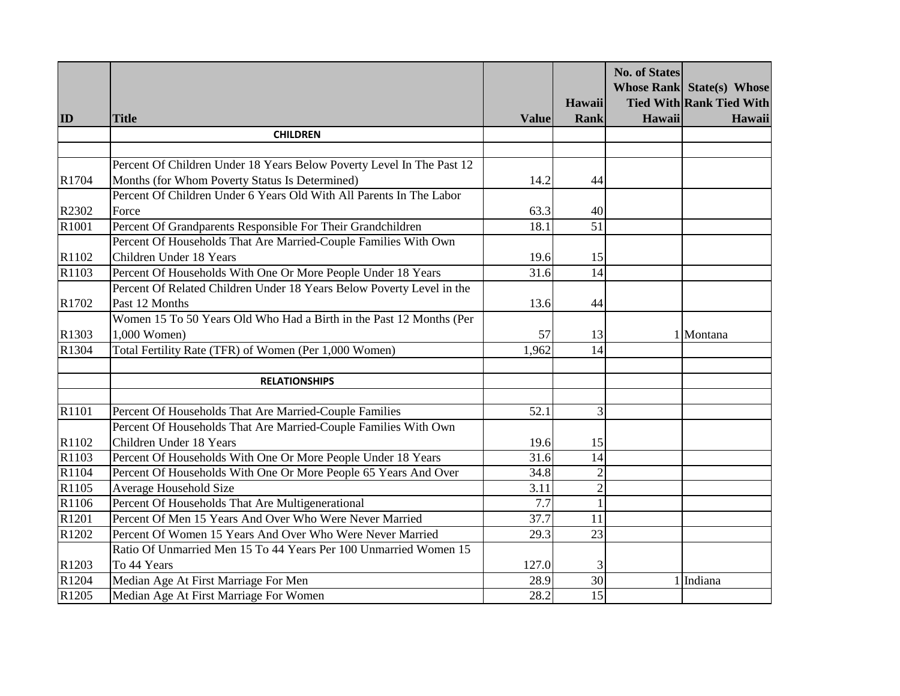| ID | Title | Value | Hawaii Rank | No. of States Whose Rank Tied With Hawaii | State(s) Whose Rank Tied With Hawaii |
|---|---|---|---|---|---|
| | **CHILDREN** | | | | |
| | | | | | |
| R1704 | Percent Of Children Under 18 Years Below Poverty Level In The Past 12 Months (for Whom Poverty Status Is Determined) | 14.2 | 44 | | |
| R2302 | Percent Of Children Under 6 Years Old With All Parents In The Labor Force | 63.3 | 40 | | |
| R1001 | Percent Of Grandparents Responsible For Their Grandchildren | 18.1 | 51 | | |
| R1102 | Percent Of Households That Are Married-Couple Families With Own Children Under 18 Years | 19.6 | 15 | | |
| R1103 | Percent Of Households With One Or More People Under 18 Years | 31.6 | 14 | | |
| R1702 | Percent Of Related Children Under 18 Years Below Poverty Level in the Past 12 Months | 13.6 | 44 | | |
| R1303 | Women 15 To 50 Years Old Who Had a Birth in the Past 12 Months (Per 1,000 Women) | 57 | 13 | 1 | Montana |
| R1304 | Total Fertility Rate (TFR) of Women (Per 1,000 Women) | 1,962 | 14 | | |
| | | | | | |
| | **RELATIONSHIPS** | | | | |
| | | | | | |
| R1101 | Percent Of Households That Are Married-Couple Families | 52.1 | 3 | | |
| R1102 | Percent Of Households That Are Married-Couple Families With Own Children Under 18 Years | 19.6 | 15 | | |
| R1103 | Percent Of Households With One Or More People Under 18 Years | 31.6 | 14 | | |
| R1104 | Percent Of Households With One Or More People 65 Years And Over | 34.8 | 2 | | |
| R1105 | Average Household Size | 3.11 | 2 | | |
| R1106 | Percent Of Households That Are Multigenerational | 7.7 | 1 | | |
| R1201 | Percent Of Men 15 Years And Over Who Were Never Married | 37.7 | 11 | | |
| R1202 | Percent Of Women 15 Years And Over Who Were Never Married | 29.3 | 23 | | |
| R1203 | Ratio Of Unmarried Men 15 To 44 Years Per 100 Unmarried Women 15 To 44 Years | 127.0 | 3 | | |
| R1204 | Median Age At First Marriage For Men | 28.9 | 30 | 1 | Indiana |
| R1205 | Median Age At First Marriage For Women | 28.2 | 15 | | |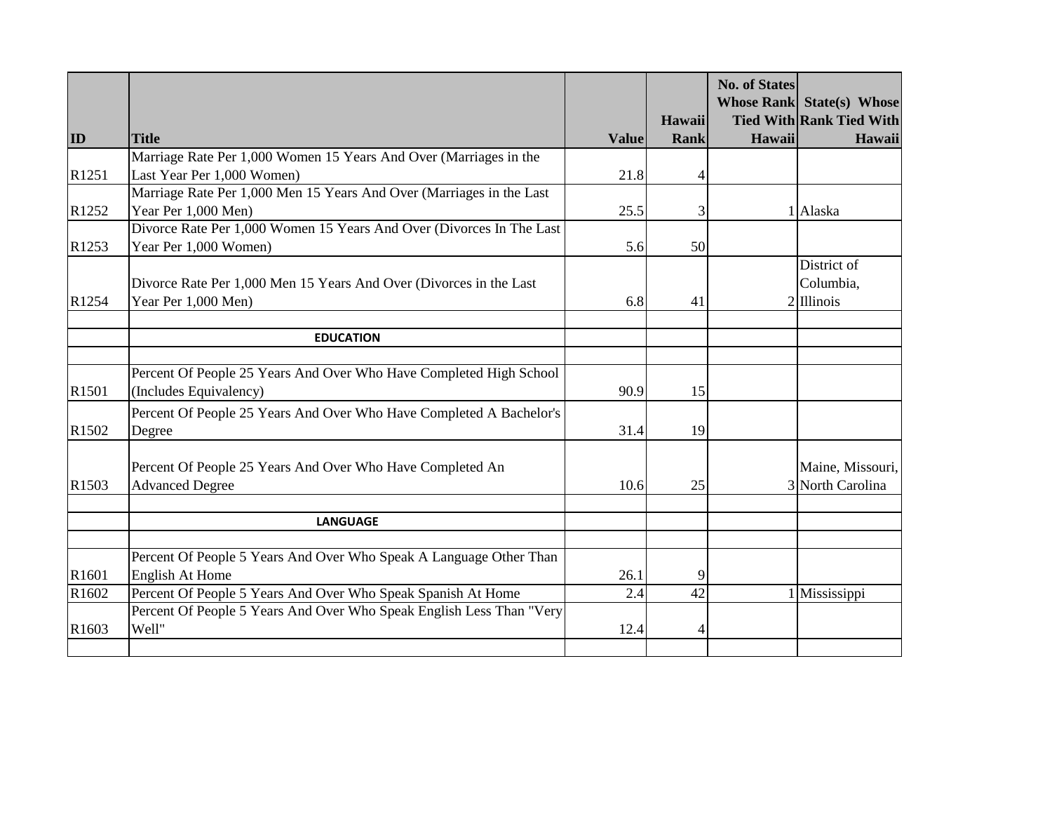| ID | Title | Value | Hawaii Rank | No. of States Whose Rank Tied With Hawaii | State(s) Whose Rank Tied With Hawaii |
|---|---|---|---|---|---|
| R1251 | Marriage Rate Per 1,000 Women 15 Years And Over (Marriages in the Last Year Per 1,000 Women) | 21.8 | 4 | | |
| R1252 | Marriage Rate Per 1,000 Men 15 Years And Over (Marriages in the Last Year Per 1,000 Men) | 25.5 | 3 | 1 | Alaska |
| R1253 | Divorce Rate Per 1,000 Women 15 Years And Over (Divorces In The Last Year Per 1,000 Women) | 5.6 | 50 | | |
| R1254 | Divorce Rate Per 1,000 Men 15 Years And Over (Divorces in the Last Year Per 1,000 Men) | 6.8 | 41 | 2 | District of Columbia, Illinois |
| | | | | | |
| | **EDUCATION** | | | | |
| | | | | | |
| R1501 | Percent Of People 25 Years And Over Who Have Completed High School (Includes Equivalency) | 90.9 | 15 | | |
| R1502 | Percent Of People 25 Years And Over Who Have Completed A Bachelor's Degree | 31.4 | 19 | | |
| R1503 | Percent Of People 25 Years And Over Who Have Completed An Advanced Degree | 10.6 | 25 | 3 | Maine, Missouri, North Carolina |
| | | | | | |
| | **LANGUAGE** | | | | |
| | | | | | |
| R1601 | Percent Of People 5 Years And Over Who Speak A Language Other Than English At Home | 26.1 | 9 | | |
| R1602 | Percent Of People 5 Years And Over Who Speak Spanish At Home | 2.4 | 42 | 1 | Mississippi |
| R1603 | Percent Of People 5 Years And Over Who Speak English Less Than "Very Well" | 12.4 | 4 | | |
| | | | | | |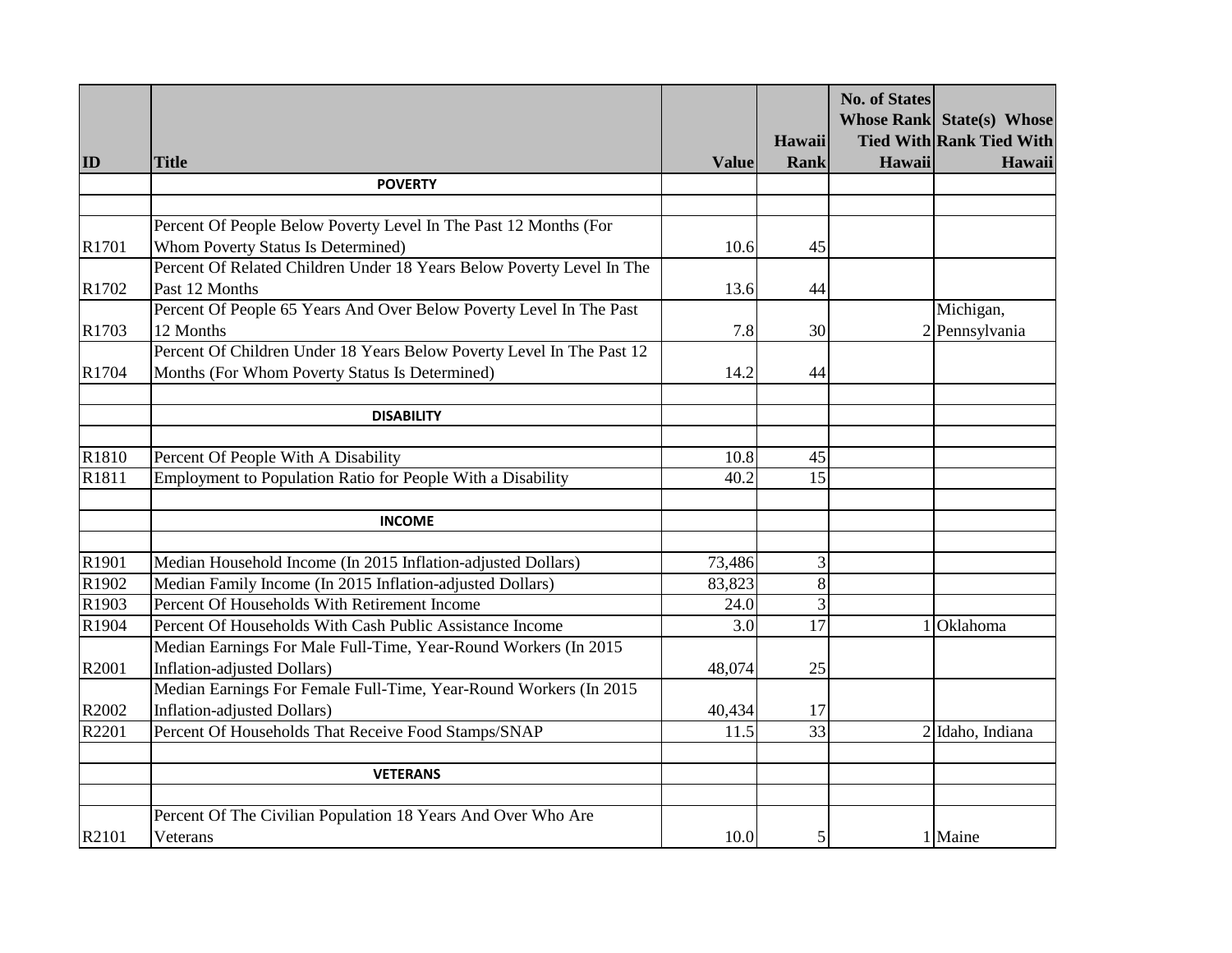| ID | Title | Value | Hawaii Rank | No. of States Whose Rank Tied With Hawaii | State(s) Whose Rank Tied With Hawaii |
|---|---|---|---|---|---|
| | **POVERTY** | | | | |
| | | | | | |
| R1701 | Percent Of People Below Poverty Level In The Past 12 Months (For Whom Poverty Status Is Determined) | 10.6 | 45 | | |
| R1702 | Percent Of Related Children Under 18 Years Below Poverty Level In The Past 12 Months | 13.6 | 44 | | |
| R1703 | Percent Of People 65 Years And Over Below Poverty Level In The Past 12 Months | 7.8 | 30 | 2 | Michigan, Pennsylvania |
| R1704 | Percent Of Children Under 18 Years Below Poverty Level In The Past 12 Months (For Whom Poverty Status Is Determined) | 14.2 | 44 | | |
| | | | | | |
| | **DISABILITY** | | | | |
| | | | | | |
| R1810 | Percent Of People With A Disability | 10.8 | 45 | | |
| R1811 | Employment to Population Ratio for People With a Disability | 40.2 | 15 | | |
| | | | | | |
| | **INCOME** | | | | |
| | | | | | |
| R1901 | Median Household Income (In 2015 Inflation-adjusted Dollars) | 73,486 | 3 | | |
| R1902 | Median Family Income (In 2015 Inflation-adjusted Dollars) | 83,823 | 8 | | |
| R1903 | Percent Of Households With Retirement Income | 24.0 | 3 | | |
| R1904 | Percent Of Households With Cash Public Assistance Income | 3.0 | 17 | 1 | Oklahoma |
| R2001 | Median Earnings For Male Full-Time, Year-Round Workers (In 2015 Inflation-adjusted Dollars) | 48,074 | 25 | | |
| R2002 | Median Earnings For Female Full-Time, Year-Round Workers (In 2015 Inflation-adjusted Dollars) | 40,434 | 17 | | |
| R2201 | Percent Of Households That Receive Food Stamps/SNAP | 11.5 | 33 | 2 | Idaho, Indiana |
| | | | | | |
| | **VETERANS** | | | | |
| | | | | | |
| R2101 | Percent Of The Civilian Population 18 Years And Over Who Are Veterans | 10.0 | 5 | 1 | Maine |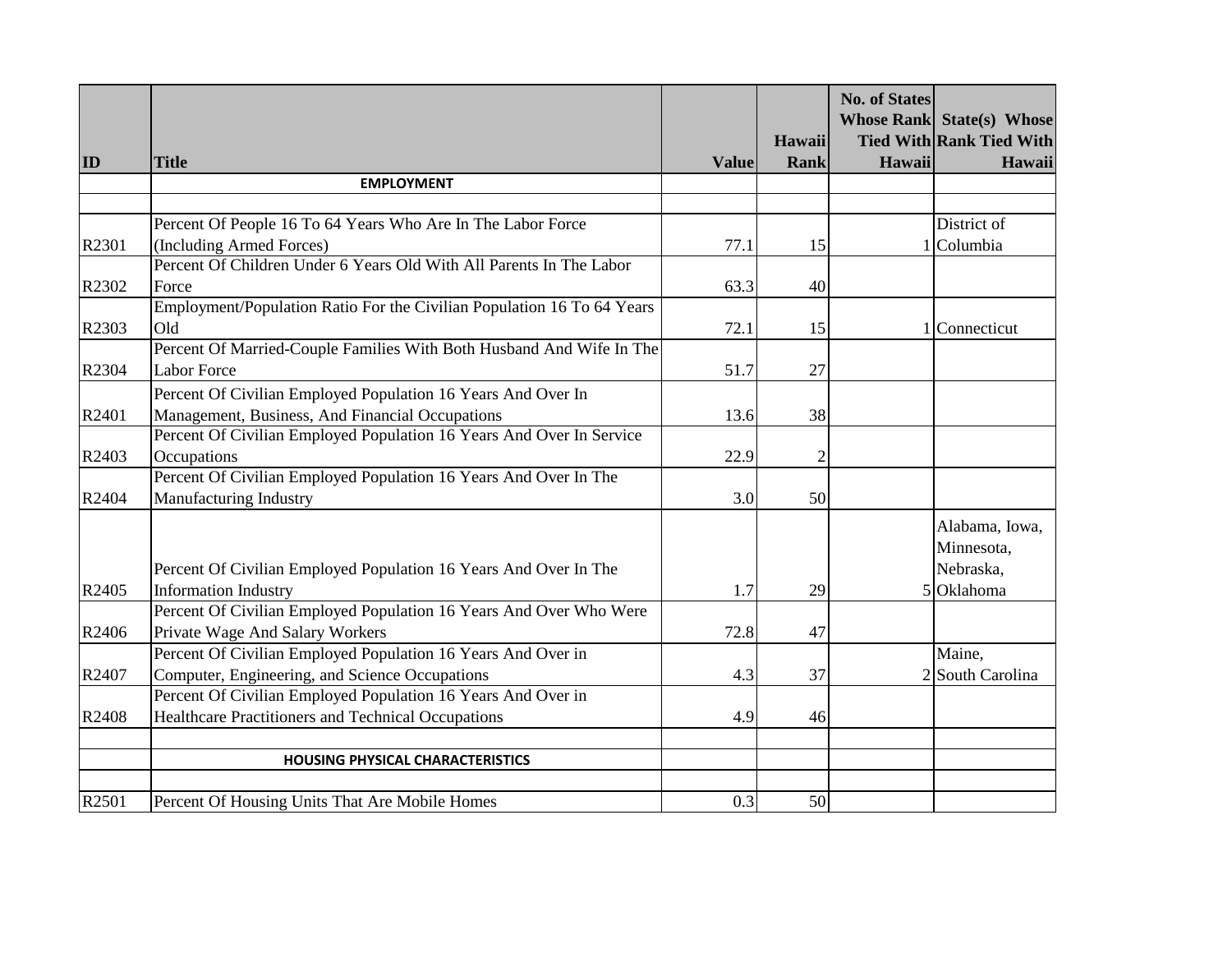| ID | Title | Value | Hawaii Rank | No. of States Whose Rank Tied With Hawaii | State(s) Whose Rank Tied With Hawaii |
|---|---|---|---|---|---|
| | **EMPLOYMENT** | | | | |
| | | | | | |
| R2301 | Percent Of People 16 To 64 Years Who Are In The Labor Force (Including Armed Forces) | 77.1 | 15 | 1 | District of Columbia |
| R2302 | Percent Of Children Under 6 Years Old With All Parents In The Labor Force | 63.3 | 40 | | |
| R2303 | Employment/Population Ratio For the Civilian Population 16 To 64 Years Old | 72.1 | 15 | 1 | Connecticut |
| R2304 | Percent Of Married-Couple Families With Both Husband And Wife In The Labor Force | 51.7 | 27 | | |
| R2401 | Percent Of Civilian Employed Population 16 Years And Over In Management, Business, And Financial Occupations | 13.6 | 38 | | |
| R2403 | Percent Of Civilian Employed Population 16 Years And Over In Service Occupations | 22.9 | 2 | | |
| R2404 | Percent Of Civilian Employed Population 16 Years And Over In The Manufacturing Industry | 3.0 | 50 | | |
| R2405 | Percent Of Civilian Employed Population 16 Years And Over In The Information Industry | 1.7 | 29 | 5 | Alabama, Iowa, Minnesota, Nebraska, Oklahoma |
| R2406 | Percent Of Civilian Employed Population 16 Years And Over Who Were Private Wage And Salary Workers | 72.8 | 47 | | |
| R2407 | Percent Of Civilian Employed Population 16 Years And Over in Computer, Engineering, and Science Occupations | 4.3 | 37 | 2 | Maine, South Carolina |
| R2408 | Percent Of Civilian Employed Population 16 Years And Over in Healthcare Practitioners and Technical Occupations | 4.9 | 46 | | |
| | | | | | |
| | **HOUSING PHYSICAL CHARACTERISTICS** | | | | |
| | | | | | |
| R2501 | Percent Of Housing Units That Are Mobile Homes | 0.3 | 50 | | |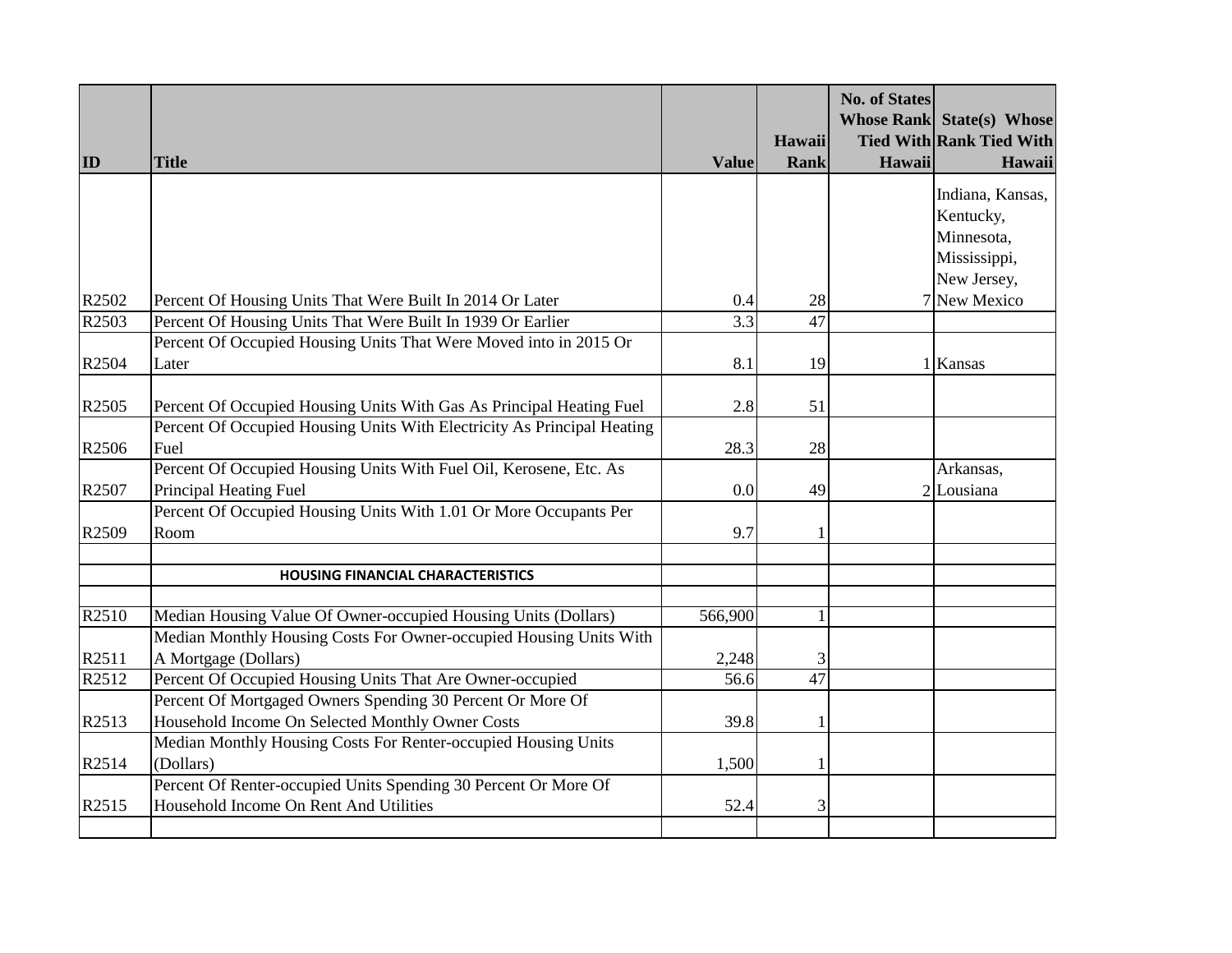| ID | Title | Value | Hawaii Rank | No. of States Whose Rank Tied With Hawaii | State(s) Whose Rank Tied With Hawaii |
|---|---|---|---|---|---|
| R2502 | Percent Of Housing Units That Were Built In 2014 Or Later | 0.4 | 28 | 7 | Indiana, Kansas, Kentucky, Minnesota, Mississippi, New Jersey, New Mexico |
| R2503 | Percent Of Housing Units That Were Built In 1939 Or Earlier | 3.3 | 47 | | |
| R2504 | Percent Of Occupied Housing Units That Were Moved into in 2015 Or Later | 8.1 | 19 | 1 | Kansas |
| R2505 | Percent Of Occupied Housing Units With Gas As Principal Heating Fuel | 2.8 | 51 | | |
| R2506 | Percent Of Occupied Housing Units With Electricity As Principal Heating Fuel | 28.3 | 28 | | |
| R2507 | Percent Of Occupied Housing Units With Fuel Oil, Kerosene, Etc. As Principal Heating Fuel | 0.0 | 49 | 2 | Arkansas, Lousiana |
| R2509 | Percent Of Occupied Housing Units With 1.01 Or More Occupants Per Room | 9.7 | 1 | | |
| | | | | | |
| | **HOUSING FINANCIAL CHARACTERISTICS** | | | | |
| | | | | | |
| R2510 | Median Housing Value Of Owner-occupied Housing Units (Dollars) | 566,900 | 1 | | |
| R2511 | Median Monthly Housing Costs For Owner-occupied Housing Units With A Mortgage (Dollars) | 2,248 | 3 | | |
| R2512 | Percent Of Occupied Housing Units That Are Owner-occupied | 56.6 | 47 | | |
| R2513 | Percent Of Mortgaged Owners Spending 30 Percent Or More Of Household Income On Selected Monthly Owner Costs | 39.8 | 1 | | |
| R2514 | Median Monthly Housing Costs For Renter-occupied Housing Units (Dollars) | 1,500 | 1 | | |
| R2515 | Percent Of Renter-occupied Units Spending 30 Percent Or More Of Household Income On Rent And Utilities | 52.4 | 3 | | |
| | | | | | |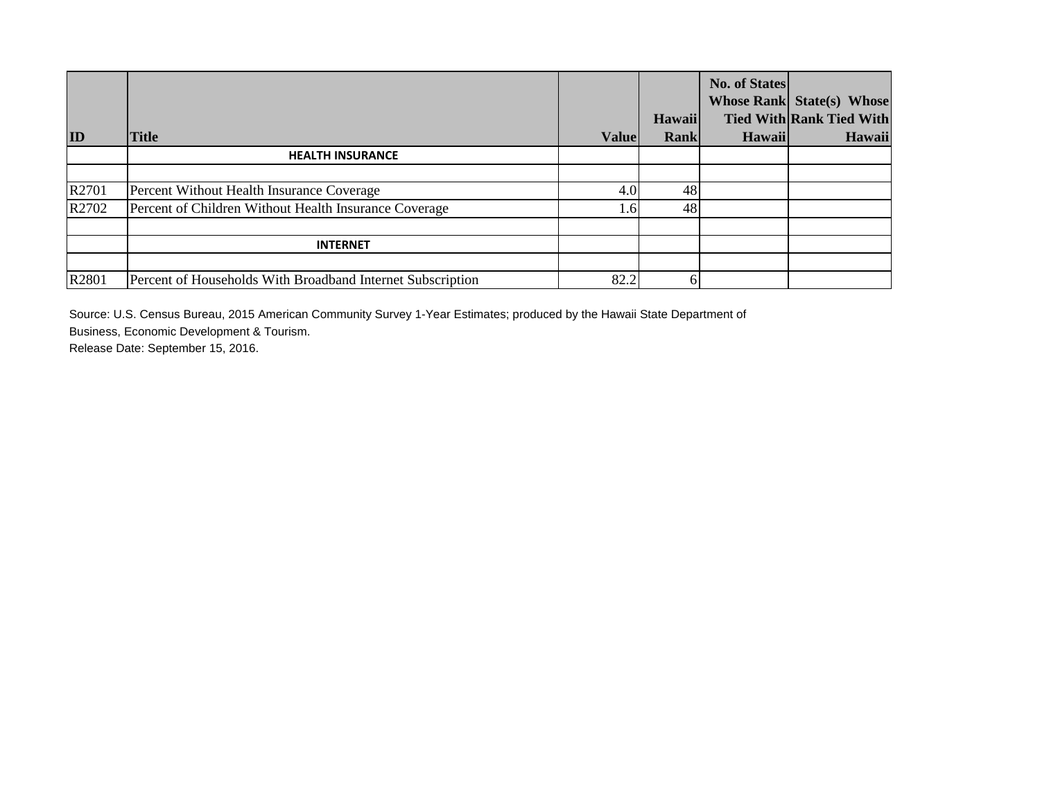| ID | Title | Value | Hawaii Rank | No. of States Whose Rank Tied With Hawaii | State(s) Whose Rank Tied With Hawaii |
|---|---|---|---|---|---|
| | **HEALTH INSURANCE** | | | | |
| | | | | | |
| R2701 | Percent Without Health Insurance Coverage | 4.0 | 48 | | |
| R2702 | Percent of Children Without Health Insurance Coverage | 1.6 | 48 | | |
| | | | | | |
| | **INTERNET** | | | | |
| | | | | | |
| R2801 | Percent of Households With Broadband Internet Subscription | 82.2 | 6 | | |

Source: U.S. Census Bureau, 2015 American Community Survey 1-Year Estimates; produced by the Hawaii State Department of Business, Economic Development & Tourism.
Release Date: September 15, 2016.